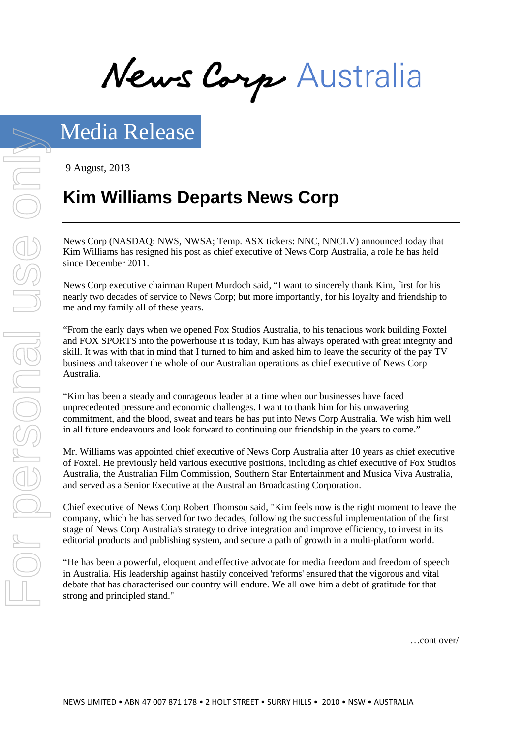News Corp Australia

# Media Release

9 August, 2013

## Kim Williams Departs News Corp

News Corp (NASDAQ: NWS, NWSA; Temp. ASX tickers: NNC, NNCLV) announced today that Kim Williams has resigned his post as chief executive of News Corp Australia, a role he has held since December 2011.

News Corp executive chairman Rupert Murdoch said, "I want to sincerely thank Kim, first for his nearly two decades of service to News Corp; but more importantly, for his loyalty and friendship to me and my family all of these years.

"From the early days when we opened Fox Studios Australia, to his tenacious work building Foxtel and FOX SPORTS into the powerhouse it is today, Kim has always operated with great integrity and skill. It was with that in mind that I turned to him and asked him to leave the security of the pay TV business and takeover the whole of our Australian operations as chief executive of News Corp Australia.

"Kim has been a steady and courageous leader at a time when our businesses have faced unprecedented pressure and economic challenges. I want to thank him for his unwavering commitment, and the blood, sweat and tears he has put into News Corp Australia. We wish him well in all future endeavours and look forward to continuing our friendship in the years to come."

Mr. Williams was appointed chief executive of News Corp Australia after 10 years as chief executive of Foxtel. He previously held various executive positions, including as chief executive of Fox Studios Australia, the Australian Film Commission, Southern Star Entertainment and Musica Viva Australia, and served as a Senior Executive at the Australian Broadcasting Corporation.

Chief executive of News Corp Robert Thomson said, "Kim feels now is the right moment to leave the company, which he has served for two decades, following the successful implementation of the first stage of News Corp Australia's strategy to drive integration and improve efficiency, to invest in its editorial products and publishing system, and secure a path of growth in a multi-platform world.

"He has been a powerful, eloquent and effective advocate for media freedom and freedom of speech in Australia. His leadership against hastily conceived 'reforms' ensured that the vigorous and vital debate that has characterised our country will endure. We all owe him a debt of gratitude for that strong and principled stand."

…cont over/

NEWS LIMITED • ABN 47 007 871 178 • 2 HOLT STREET • SURRY HILLS • 2010 • NSW • AUSTRALIA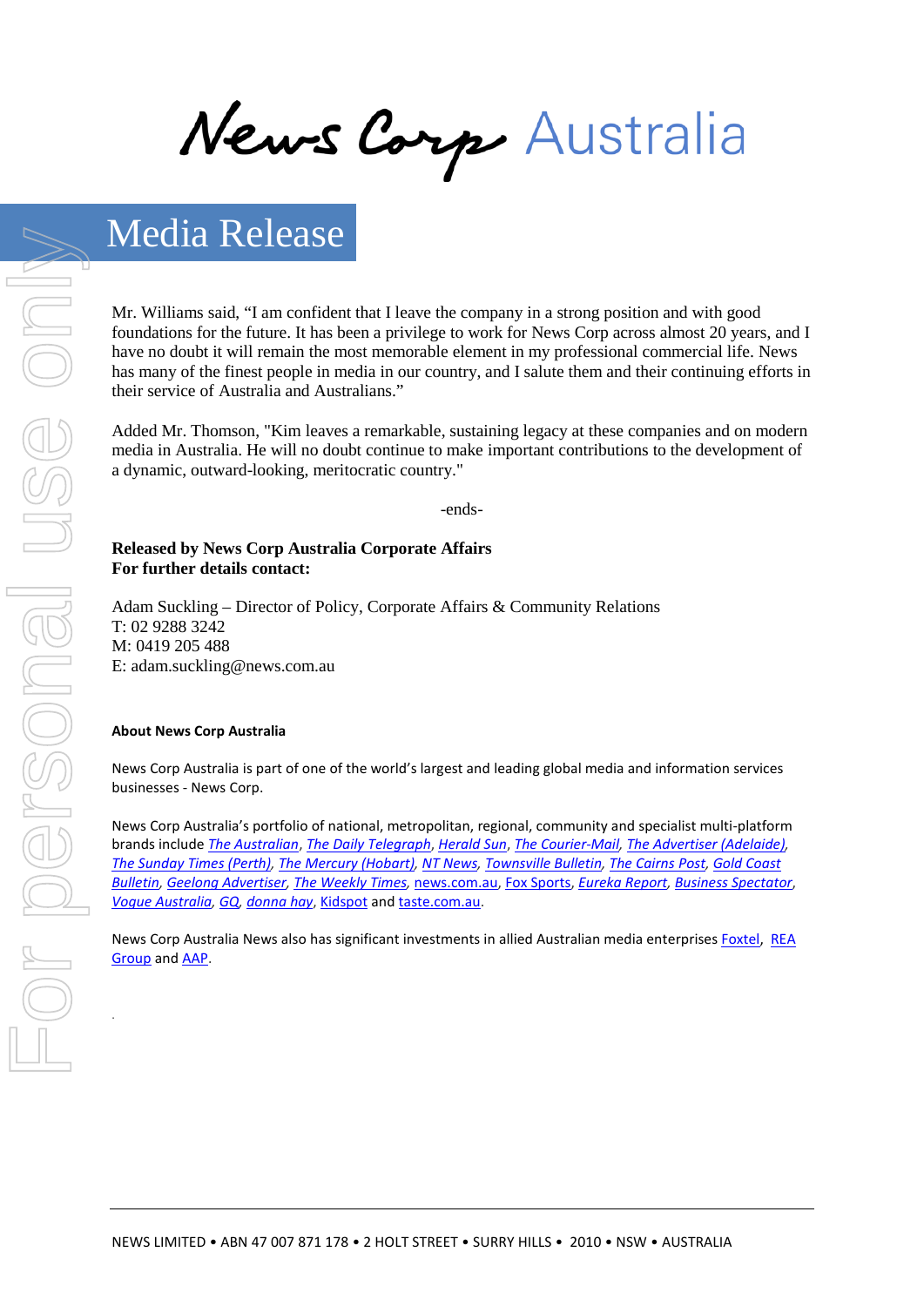# News Corp Australia

## Media Release

Mr. Williams said, “I am confident that I leave the company in a strong position and with good foundations for the future. It has been a privilege to work for News Corp across almost 20 years, and I have no doubt it will remain the most memorable element in my professional commercial life. News has many of the finest people in media in our country, and I salute them and their continuing efforts in their service of Australia and Australians.”

Added Mr. Thomson, "Kim leaves a remarkable, sustaining legacy at these companies and on modern media in Australia. He will no doubt continue to make important contributions to the development of a dynamic, outward-looking, meritocratic country."

-ends-

**Released by News Corp Australia Corporate Affairs**
**For further details contact:**

Adam Suckling – Director of Policy, Corporate Affairs & Community Relations
T: 02 9288 3242
M: 0419 205 488
E: adam.suckling@news.com.au

**About News Corp Australia**

News Corp Australia is part of one of the world’s largest and leading global media and information services businesses - News Corp.

News Corp Australia’s portfolio of national, metropolitan, regional, community and specialist multi-platform brands include *The Australian*, *The Daily Telegraph*, *Herald Sun*, *The Courier-Mail*, *The Advertiser (Adelaide)*, *The Sunday Times (Perth)*, *The Mercury (Hobart)*, *NT News*, *Townsville Bulletin*, *The Cairns Post*, *Gold Coast Bulletin*, *Geelong Advertiser*, *The Weekly Times*, news.com.au, Fox Sports, *Eureka Report*, *Business Spectator*, *Vogue Australia*, *GQ*, *donna hay*, Kidspot and taste.com.au.

News Corp Australia News also has significant investments in allied Australian media enterprises Foxtel, REA Group and AAP.

NEWS LIMITED • ABN 47 007 871 178 • 2 HOLT STREET • SURRY HILLS • 2010 • NSW • AUSTRALIA